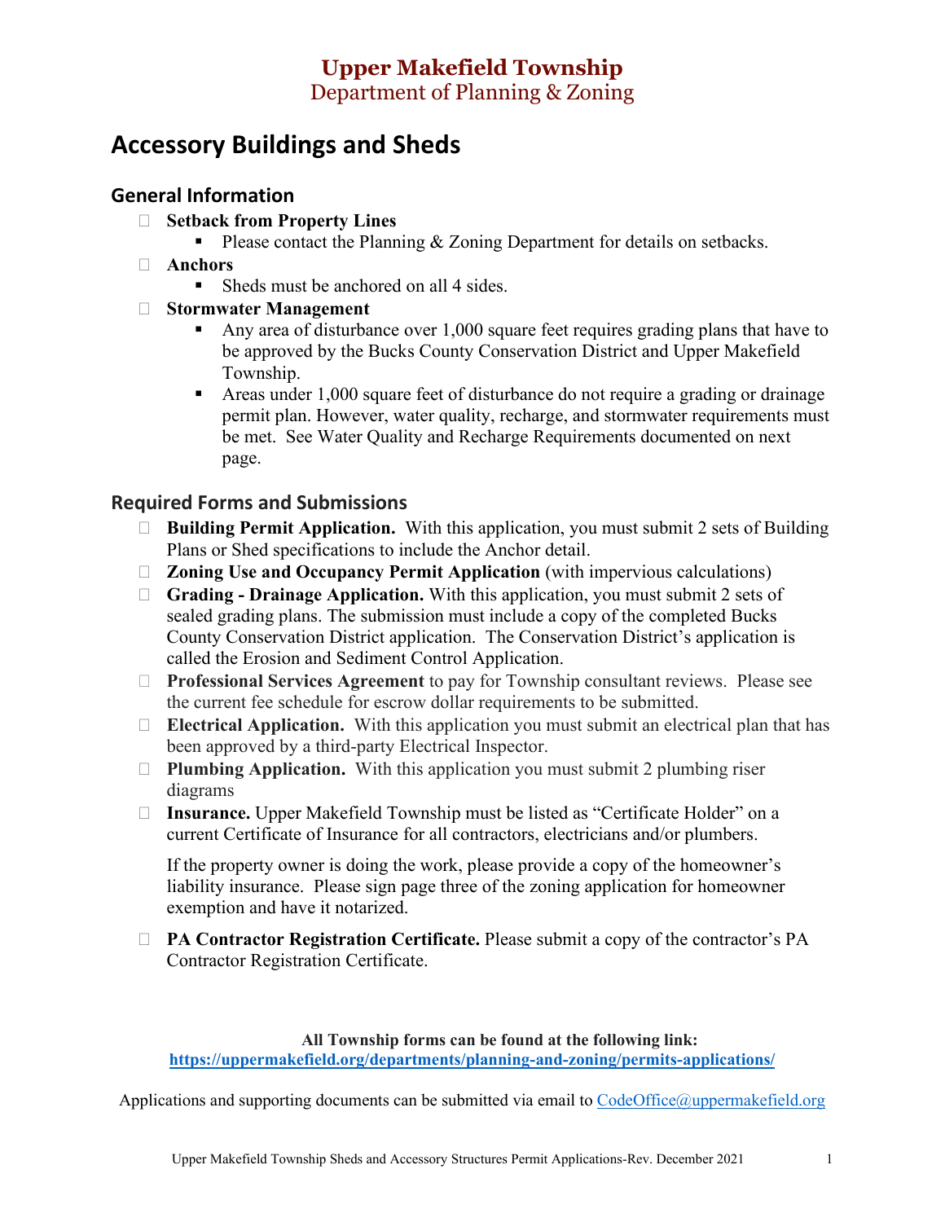# Upper Makefield Township

Department of Planning & Zoning

## Accessory Buildings and Sheds

### General Information

- **Setback from Property Lines**
  - Please contact the Planning & Zoning Department for details on setbacks.
- **Anchors**
  - Sheds must be anchored on all 4 sides.
- **Stormwater Management**
  - Any area of disturbance over 1,000 square feet requires grading plans that have to be approved by the Bucks County Conservation District and Upper Makefield Township.
  - Areas under 1,000 square feet of disturbance do not require a grading or drainage permit plan. However, water quality, recharge, and stormwater requirements must be met. See Water Quality and Recharge Requirements documented on next page.

### Required Forms and Submissions

- **Building Permit Application.** With this application, you must submit 2 sets of Building Plans or Shed specifications to include the Anchor detail.
- **Zoning Use and Occupancy Permit Application** (with impervious calculations)
- **Grading - Drainage Application.** With this application, you must submit 2 sets of sealed grading plans. The submission must include a copy of the completed Bucks County Conservation District application. The Conservation District's application is called the Erosion and Sediment Control Application.
- **Professional Services Agreement** to pay for Township consultant reviews. Please see the current fee schedule for escrow dollar requirements to be submitted.
- **Electrical Application.** With this application you must submit an electrical plan that has been approved by a third-party Electrical Inspector.
- **Plumbing Application.** With this application you must submit 2 plumbing riser diagrams
- **Insurance.** Upper Makefield Township must be listed as "Certificate Holder" on a current Certificate of Insurance for all contractors, electricians and/or plumbers.

  If the property owner is doing the work, please provide a copy of the homeowner's liability insurance. Please sign page three of the zoning application for homeowner exemption and have it notarized.

- **PA Contractor Registration Certificate.** Please submit a copy of the contractor's PA Contractor Registration Certificate.

**All Township forms can be found at the following link:**
**https://uppermakefield.org/departments/planning-and-zoning/permits-applications/**

Applications and supporting documents can be submitted via email to CodeOffice@uppermakefield.org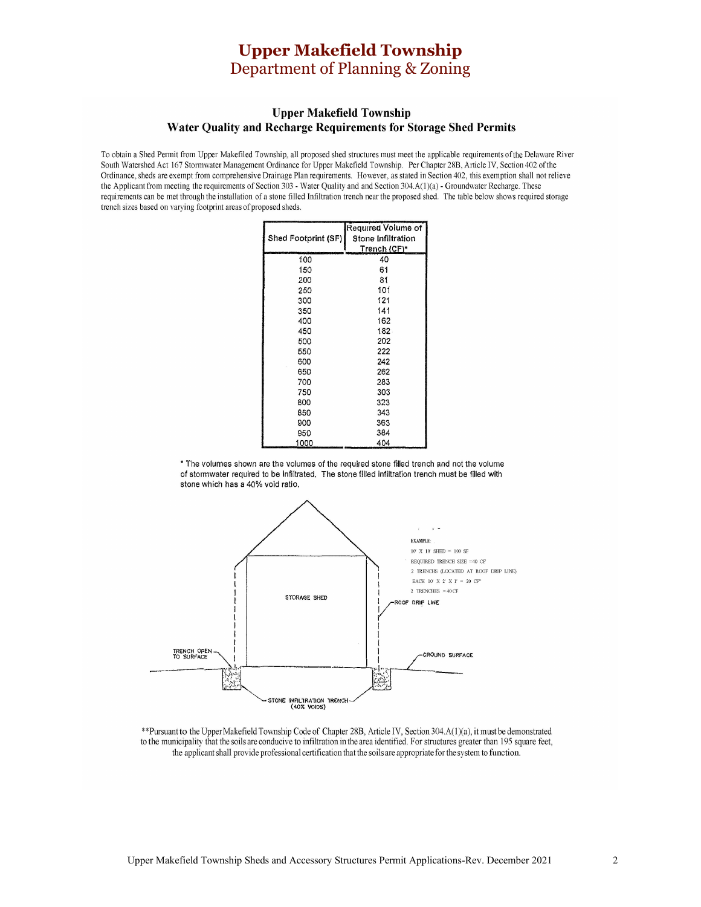# Upper Makefield Township
## Department of Planning & Zoning

### Upper Makefield Township
### Water Quality and Recharge Requirements for Storage Shed Permits

To obtain a Shed Permit from Upper Makefiled Township, all proposed shed structures must meet the applicable requirements of the Delaware River South Watershed Act 167 Stormwater Management Ordinance for Upper Makefield Township. Per Chapter 28B, Article IV, Section 402 of the Ordinance, sheds are exempt from comprehensive Drainage Plan requirements. However, as stated in Section 402, this exemption shall not relieve the Applicant from meeting the requirements of Section 303 - Water Quality and and Section 304.A(1)(a) - Groundwater Recharge. These requirements can be met through the installation of a stone filled Infiltration trench near the proposed shed. The table below shows required storage trench sizes based on varying footprint areas of proposed sheds.

| Shed Footprint (SF) | Required Volume of Stone Infiltration Trench (CF)* |
|---|---|
| 100 | 40 |
| 150 | 61 |
| 200 | 81 |
| 250 | 101 |
| 300 | 121 |
| 350 | 141 |
| 400 | 162 |
| 450 | 182 |
| 500 | 202 |
| 550 | 222 |
| 600 | 242 |
| 650 | 262 |
| 700 | 283 |
| 750 | 303 |
| 800 | 323 |
| 850 | 343 |
| 900 | 363 |
| 950 | 384 |
| 1000 | 404 |

\* The volumes shown are the volumes of the required stone filled trench and not the volume of stormwater required to be infiltrated. The stone filled infiltration trench must be filled with stone which has a 40% void ratio.

EXAMPLE:
10' X 10' SHED = 100 SF
REQUIRED TRENCH SIZE =40 CF
2 TRENCHS (LOCATED AT ROOF DRIP LINE)
EACH 10' X 2' X 1' = 20 CF"
2 TRENCHES = 40 CF

STORAGE SHED
ROOF DRIP LINE
TRENCH OPEN TO SURFACE
GROUND SURFACE
STONE INFILTRATION TRENCH (40% VOIDS)

\*\*Pursuant to the Upper Makefield Township Code of Chapter 28B, Article IV, Section 304.A(1)(a), it must be demonstrated to the municipality that the soils are conducive to infiltration in the area identified. For structures greater than 195 square feet, the applicant shall provide professional certification that the soils are appropriate for the system to function.